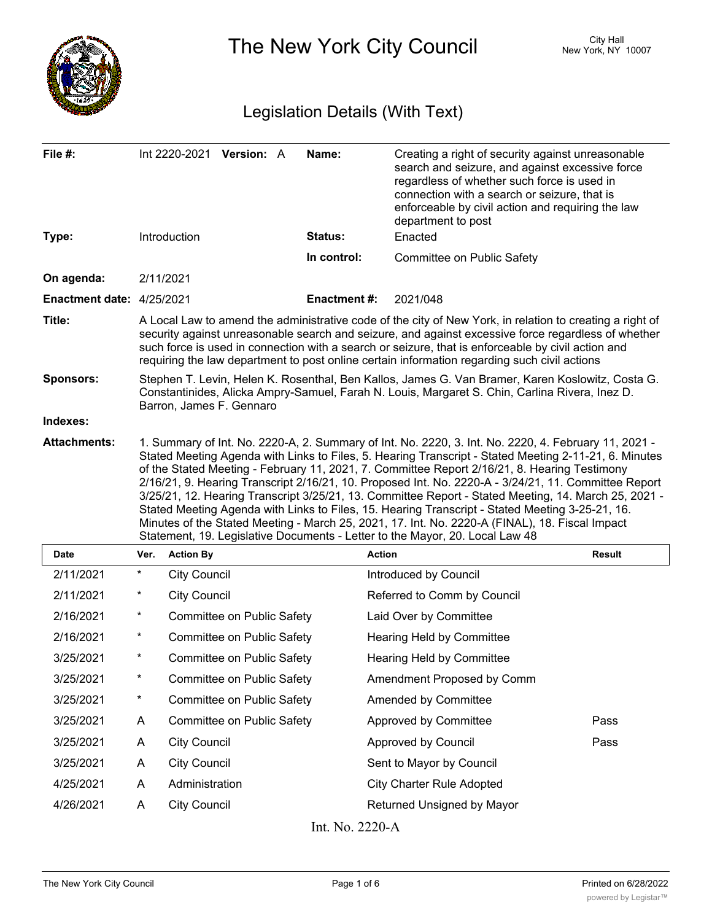# The New York City Council

City Hall
New York, NY 10007

## Legislation Details (With Text)

| | | | |
|---|---|---|---|
| **File #:** | Int 2220-2021 **Version:** A | **Name:** | Creating a right of security against unreasonable search and seizure, and against excessive force regardless of whether such force is used in connection with a search or seizure, that is enforceable by civil action and requiring the law department to post |
| **Type:** | Introduction | **Status:** | Enacted |
| | | **In control:** | Committee on Public Safety |
| **On agenda:** | 2/11/2021 | | |
| **Enactment date:** | 4/25/2021 | **Enactment #:** | 2021/048 |

**Title:** A Local Law to amend the administrative code of the city of New York, in relation to creating a right of security against unreasonable search and seizure, and against excessive force regardless of whether such force is used in connection with a search or seizure, that is enforceable by civil action and requiring the law department to post online certain information regarding such civil actions

**Sponsors:** Stephen T. Levin, Helen K. Rosenthal, Ben Kallos, James G. Van Bramer, Karen Koslowitz, Costa G. Constantinides, Alicka Ampry-Samuel, Farah N. Louis, Margaret S. Chin, Carlina Rivera, Inez D. Barron, James F. Gennaro

**Indexes:**

**Attachments:** 1. Summary of Int. No. 2220-A, 2. Summary of Int. No. 2220, 3. Int. No. 2220, 4. February 11, 2021 - Stated Meeting Agenda with Links to Files, 5. Hearing Transcript - Stated Meeting 2-11-21, 6. Minutes of the Stated Meeting - February 11, 2021, 7. Committee Report 2/16/21, 8. Hearing Testimony 2/16/21, 9. Hearing Transcript 2/16/21, 10. Proposed Int. No. 2220-A - 3/24/21, 11. Committee Report 3/25/21, 12. Hearing Transcript 3/25/21, 13. Committee Report - Stated Meeting, 14. March 25, 2021 - Stated Meeting Agenda with Links to Files, 15. Hearing Transcript - Stated Meeting 3-25-21, 16. Minutes of the Stated Meeting - March 25, 2021, 17. Int. No. 2220-A (FINAL), 18. Fiscal Impact Statement, 19. Legislative Documents - Letter to the Mayor, 20. Local Law 48

| Date | Ver. | Action By | Action | Result |
|---|---|---|---|---|
| 2/11/2021 | * | City Council | Introduced by Council | |
| 2/11/2021 | * | City Council | Referred to Comm by Council | |
| 2/16/2021 | * | Committee on Public Safety | Laid Over by Committee | |
| 2/16/2021 | * | Committee on Public Safety | Hearing Held by Committee | |
| 3/25/2021 | * | Committee on Public Safety | Hearing Held by Committee | |
| 3/25/2021 | * | Committee on Public Safety | Amendment Proposed by Comm | |
| 3/25/2021 | * | Committee on Public Safety | Amended by Committee | |
| 3/25/2021 | A | Committee on Public Safety | Approved by Committee | Pass |
| 3/25/2021 | A | City Council | Approved by Council | Pass |
| 3/25/2021 | A | City Council | Sent to Mayor by Council | |
| 4/25/2021 | A | Administration | City Charter Rule Adopted | |
| 4/26/2021 | A | City Council | Returned Unsigned by Mayor | |

Int. No. 2220-A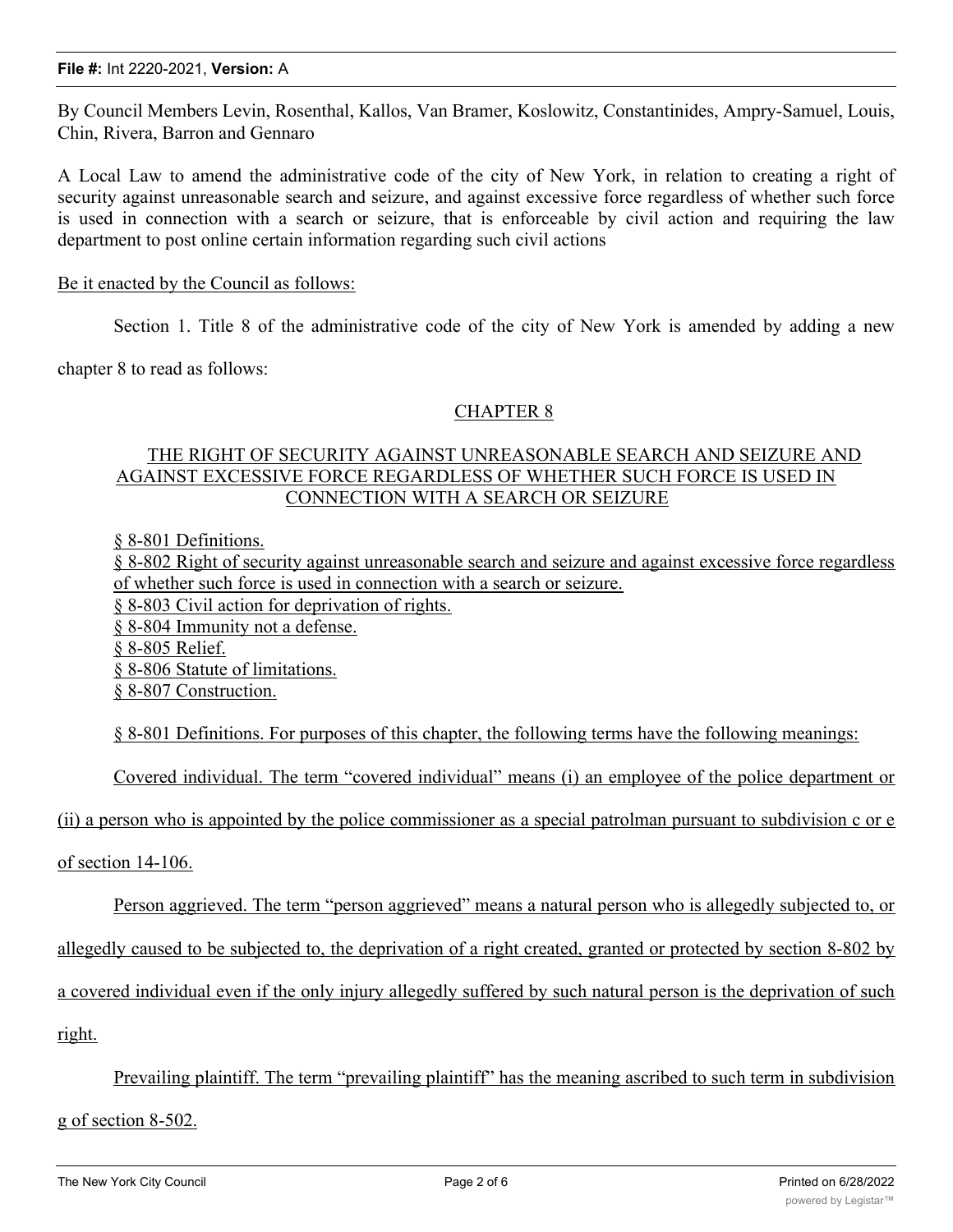**File #:** Int 2220-2021, **Version:** A

By Council Members Levin, Rosenthal, Kallos, Van Bramer, Koslowitz, Constantinides, Ampry-Samuel, Louis, Chin, Rivera, Barron and Gennaro

A Local Law to amend the administrative code of the city of New York, in relation to creating a right of security against unreasonable search and seizure, and against excessive force regardless of whether such force is used in connection with a search or seizure, that is enforceable by civil action and requiring the law department to post online certain information regarding such civil actions

Be it enacted by the Council as follows:

Section 1. Title 8 of the administrative code of the city of New York is amended by adding a new chapter 8 to read as follows:

CHAPTER 8

THE RIGHT OF SECURITY AGAINST UNREASONABLE SEARCH AND SEIZURE AND AGAINST EXCESSIVE FORCE REGARDLESS OF WHETHER SUCH FORCE IS USED IN CONNECTION WITH A SEARCH OR SEIZURE

§ 8-801 Definitions.
§ 8-802 Right of security against unreasonable search and seizure and against excessive force regardless of whether such force is used in connection with a search or seizure.
§ 8-803 Civil action for deprivation of rights.
§ 8-804 Immunity not a defense.
§ 8-805 Relief.
§ 8-806 Statute of limitations.
§ 8-807 Construction.

§ 8-801 Definitions. For purposes of this chapter, the following terms have the following meanings:

Covered individual. The term "covered individual" means (i) an employee of the police department or (ii) a person who is appointed by the police commissioner as a special patrolman pursuant to subdivision c or e of section 14-106.

Person aggrieved. The term "person aggrieved" means a natural person who is allegedly subjected to, or allegedly caused to be subjected to, the deprivation of a right created, granted or protected by section 8-802 by a covered individual even if the only injury allegedly suffered by such natural person is the deprivation of such right.

Prevailing plaintiff. The term "prevailing plaintiff" has the meaning ascribed to such term in subdivision g of section 8-502.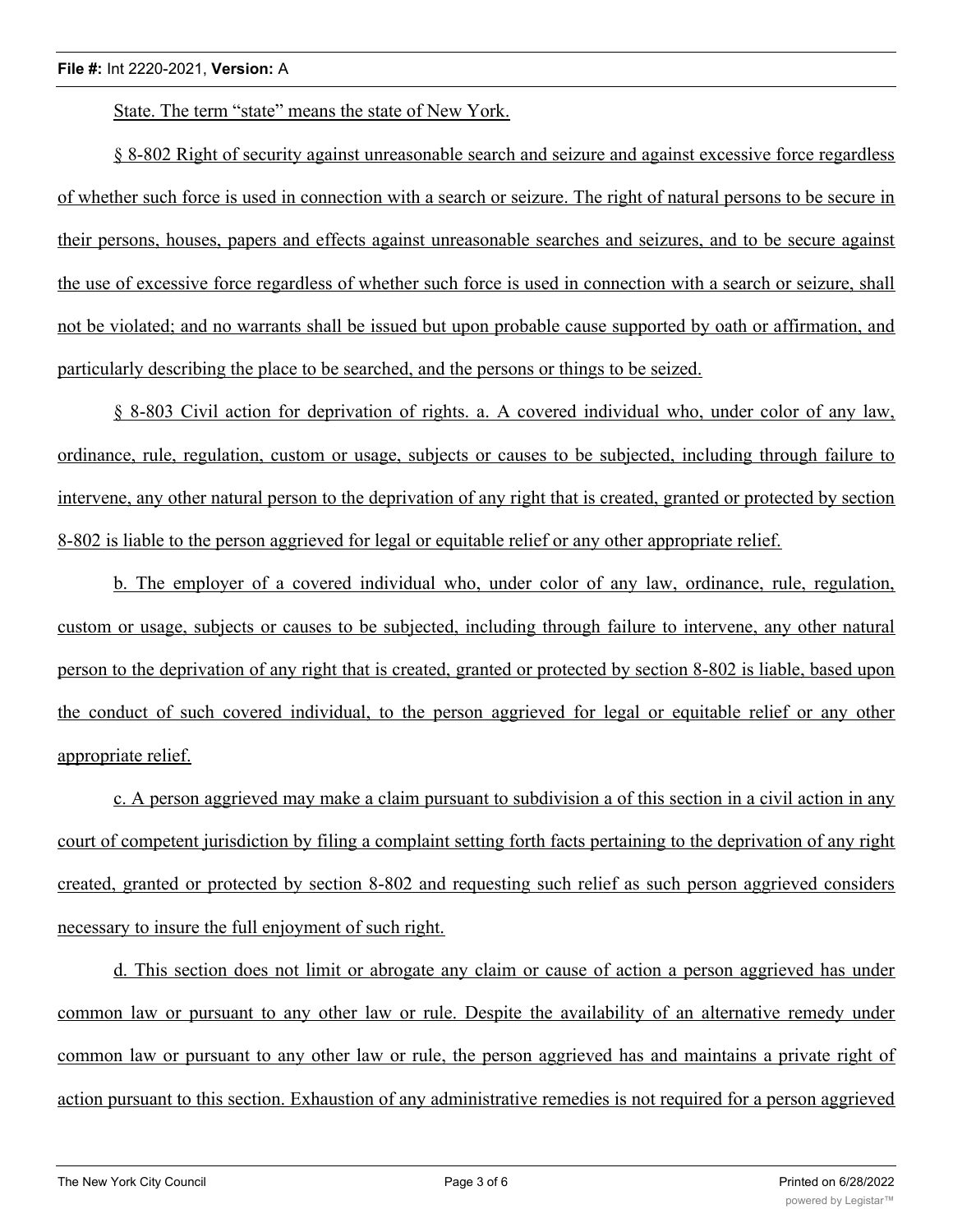State. The term “state” means the state of New York.

§ 8-802 Right of security against unreasonable search and seizure and against excessive force regardless of whether such force is used in connection with a search or seizure. The right of natural persons to be secure in their persons, houses, papers and effects against unreasonable searches and seizures, and to be secure against the use of excessive force regardless of whether such force is used in connection with a search or seizure, shall not be violated; and no warrants shall be issued but upon probable cause supported by oath or affirmation, and particularly describing the place to be searched, and the persons or things to be seized.

§ 8-803 Civil action for deprivation of rights. a. A covered individual who, under color of any law, ordinance, rule, regulation, custom or usage, subjects or causes to be subjected, including through failure to intervene, any other natural person to the deprivation of any right that is created, granted or protected by section 8-802 is liable to the person aggrieved for legal or equitable relief or any other appropriate relief.

b. The employer of a covered individual who, under color of any law, ordinance, rule, regulation, custom or usage, subjects or causes to be subjected, including through failure to intervene, any other natural person to the deprivation of any right that is created, granted or protected by section 8-802 is liable, based upon the conduct of such covered individual, to the person aggrieved for legal or equitable relief or any other appropriate relief.

c. A person aggrieved may make a claim pursuant to subdivision a of this section in a civil action in any court of competent jurisdiction by filing a complaint setting forth facts pertaining to the deprivation of any right created, granted or protected by section 8-802 and requesting such relief as such person aggrieved considers necessary to insure the full enjoyment of such right.

d. This section does not limit or abrogate any claim or cause of action a person aggrieved has under common law or pursuant to any other law or rule. Despite the availability of an alternative remedy under common law or pursuant to any other law or rule, the person aggrieved has and maintains a private right of action pursuant to this section. Exhaustion of any administrative remedies is not required for a person aggrieved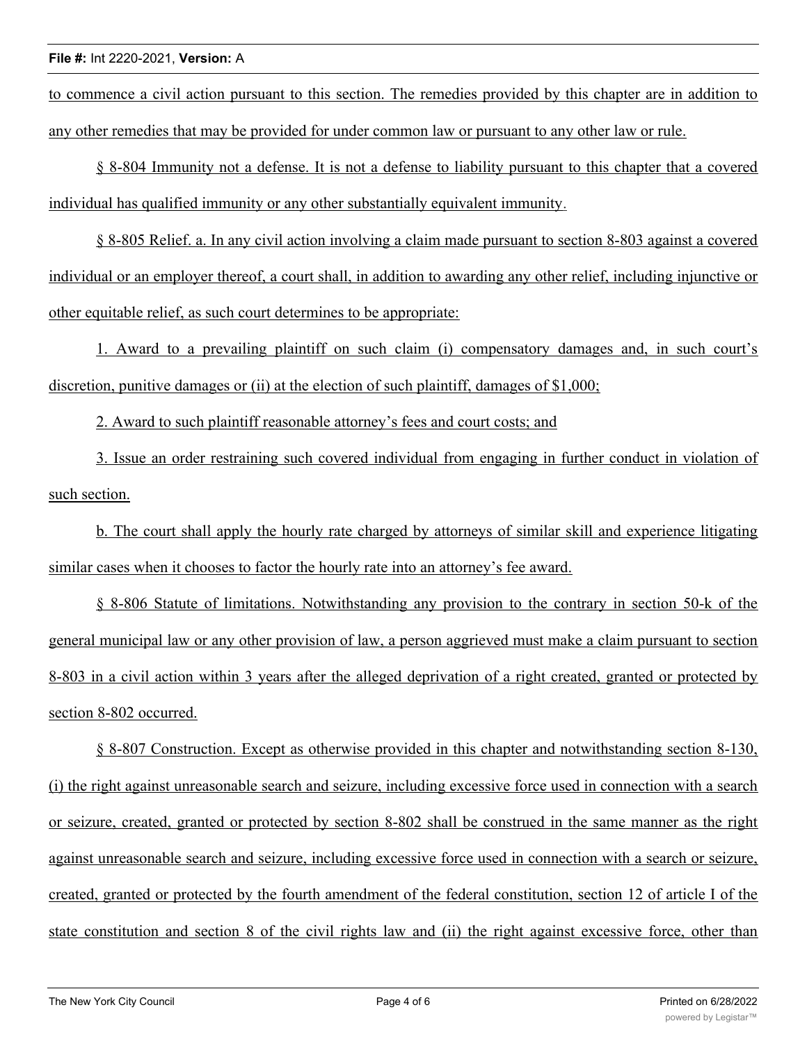to commence a civil action pursuant to this section. The remedies provided by this chapter are in addition to any other remedies that may be provided for under common law or pursuant to any other law or rule.

§ 8-804 Immunity not a defense. It is not a defense to liability pursuant to this chapter that a covered individual has qualified immunity or any other substantially equivalent immunity.

§ 8-805 Relief. a. In any civil action involving a claim made pursuant to section 8-803 against a covered individual or an employer thereof, a court shall, in addition to awarding any other relief, including injunctive or other equitable relief, as such court determines to be appropriate:

1. Award to a prevailing plaintiff on such claim (i) compensatory damages and, in such court's discretion, punitive damages or (ii) at the election of such plaintiff, damages of $1,000;

2. Award to such plaintiff reasonable attorney's fees and court costs; and

3. Issue an order restraining such covered individual from engaging in further conduct in violation of such section.

b. The court shall apply the hourly rate charged by attorneys of similar skill and experience litigating similar cases when it chooses to factor the hourly rate into an attorney's fee award.

§ 8-806 Statute of limitations. Notwithstanding any provision to the contrary in section 50-k of the general municipal law or any other provision of law, a person aggrieved must make a claim pursuant to section 8-803 in a civil action within 3 years after the alleged deprivation of a right created, granted or protected by section 8-802 occurred.

§ 8-807 Construction. Except as otherwise provided in this chapter and notwithstanding section 8-130, (i) the right against unreasonable search and seizure, including excessive force used in connection with a search or seizure, created, granted or protected by section 8-802 shall be construed in the same manner as the right against unreasonable search and seizure, including excessive force used in connection with a search or seizure, created, granted or protected by the fourth amendment of the federal constitution, section 12 of article I of the state constitution and section 8 of the civil rights law and (ii) the right against excessive force, other than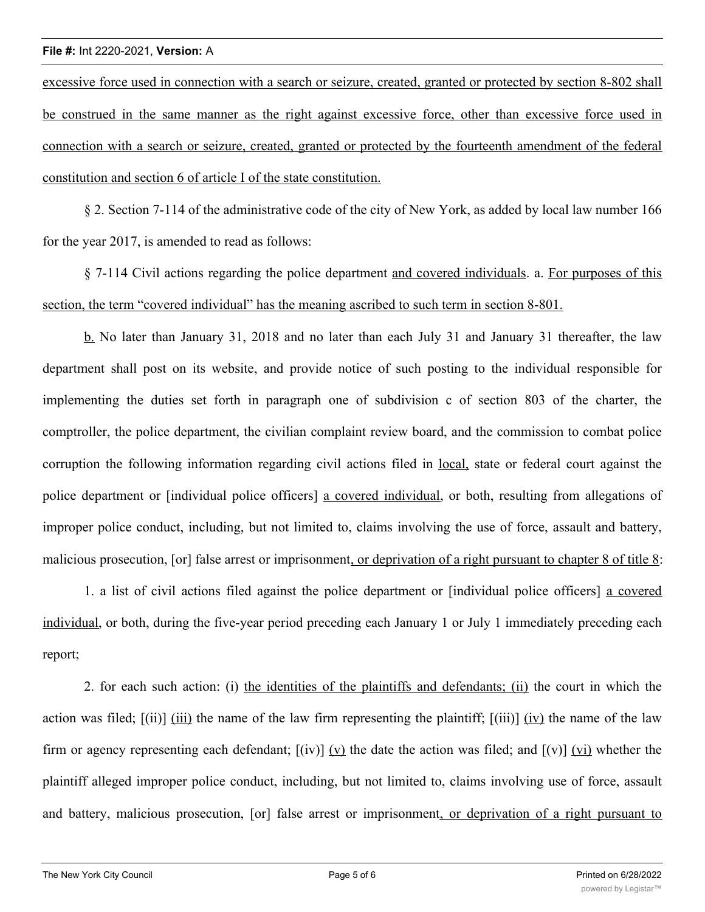excessive force used in connection with a search or seizure, created, granted or protected by section 8-802 shall be construed in the same manner as the right against excessive force, other than excessive force used in connection with a search or seizure, created, granted or protected by the fourteenth amendment of the federal constitution and section 6 of article I of the state constitution.

§ 2. Section 7-114 of the administrative code of the city of New York, as added by local law number 166 for the year 2017, is amended to read as follows:

§ 7-114 Civil actions regarding the police department and covered individuals. a. For purposes of this section, the term "covered individual" has the meaning ascribed to such term in section 8-801.

b. No later than January 31, 2018 and no later than each July 31 and January 31 thereafter, the law department shall post on its website, and provide notice of such posting to the individual responsible for implementing the duties set forth in paragraph one of subdivision c of section 803 of the charter, the comptroller, the police department, the civilian complaint review board, and the commission to combat police corruption the following information regarding civil actions filed in local, state or federal court against the police department or [individual police officers] a covered individual, or both, resulting from allegations of improper police conduct, including, but not limited to, claims involving the use of force, assault and battery, malicious prosecution, [or] false arrest or imprisonment, or deprivation of a right pursuant to chapter 8 of title 8:

1. a list of civil actions filed against the police department or [individual police officers] a covered individual, or both, during the five-year period preceding each January 1 or July 1 immediately preceding each report;

2. for each such action: (i) the identities of the plaintiffs and defendants; (ii) the court in which the action was filed; [(ii)] (iii) the name of the law firm representing the plaintiff; [(iii)] (iv) the name of the law firm or agency representing each defendant; [(iv)] (v) the date the action was filed; and [(v)] (vi) whether the plaintiff alleged improper police conduct, including, but not limited to, claims involving use of force, assault and battery, malicious prosecution, [or] false arrest or imprisonment, or deprivation of a right pursuant to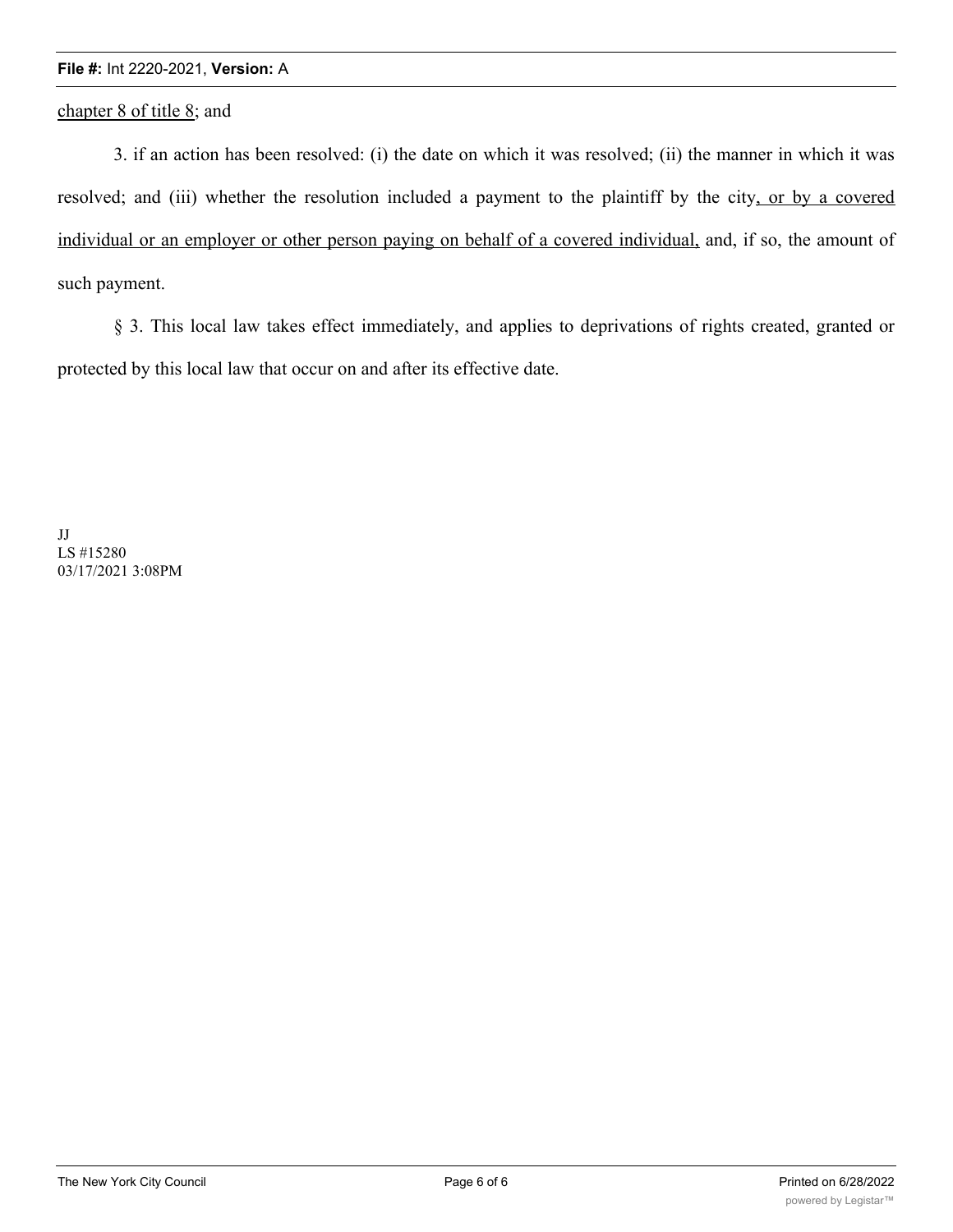chapter 8 of title 8; and

3. if an action has been resolved: (i) the date on which it was resolved; (ii) the manner in which it was resolved; and (iii) whether the resolution included a payment to the plaintiff by the city, or by a covered individual or an employer or other person paying on behalf of a covered individual, and, if so, the amount of such payment.

§ 3. This local law takes effect immediately, and applies to deprivations of rights created, granted or protected by this local law that occur on and after its effective date.

JJ
LS #15280
03/17/2021 3:08PM